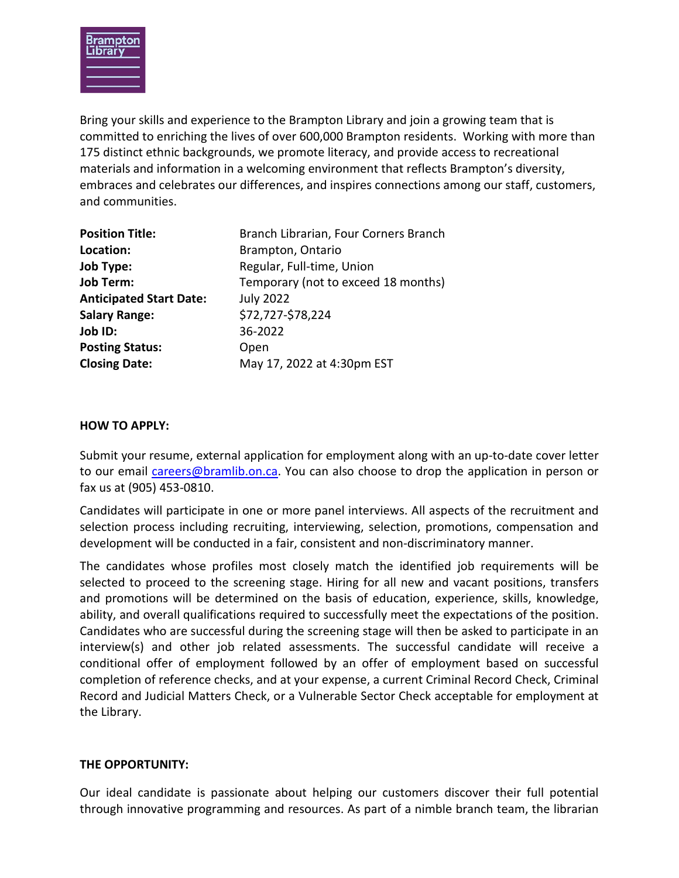Brampton Library

Bring your skills and experience to the Brampton Library and join a growing team that is committed to enriching the lives of over 600,000 Brampton residents. Working with more than 175 distinct ethnic backgrounds, we promote literacy, and provide access to recreational materials and information in a welcoming environment that reflects Brampton's diversity, embraces and celebrates our differences, and inspires connections among our staff, customers, and communities.

| | |
|---|---|
| **Position Title:** | Branch Librarian, Four Corners Branch |
| **Location:** | Brampton, Ontario |
| **Job Type:** | Regular, Full-time, Union |
| **Job Term:** | Temporary (not to exceed 18 months) |
| **Anticipated Start Date:** | July 2022 |
| **Salary Range:** | $72,727-$78,224 |
| **Job ID:** | 36-2022 |
| **Posting Status:** | Open |
| **Closing Date:** | May 17, 2022 at 4:30pm EST |

**HOW TO APPLY:**

Submit your resume, external application for employment along with an up-to-date cover letter to our email careers@bramlib.on.ca. You can also choose to drop the application in person or fax us at (905) 453-0810.

Candidates will participate in one or more panel interviews. All aspects of the recruitment and selection process including recruiting, interviewing, selection, promotions, compensation and development will be conducted in a fair, consistent and non-discriminatory manner.

The candidates whose profiles most closely match the identified job requirements will be selected to proceed to the screening stage. Hiring for all new and vacant positions, transfers and promotions will be determined on the basis of education, experience, skills, knowledge, ability, and overall qualifications required to successfully meet the expectations of the position. Candidates who are successful during the screening stage will then be asked to participate in an interview(s) and other job related assessments. The successful candidate will receive a conditional offer of employment followed by an offer of employment based on successful completion of reference checks, and at your expense, a current Criminal Record Check, Criminal Record and Judicial Matters Check, or a Vulnerable Sector Check acceptable for employment at the Library.

**THE OPPORTUNITY:**

Our ideal candidate is passionate about helping our customers discover their full potential through innovative programming and resources. As part of a nimble branch team, the librarian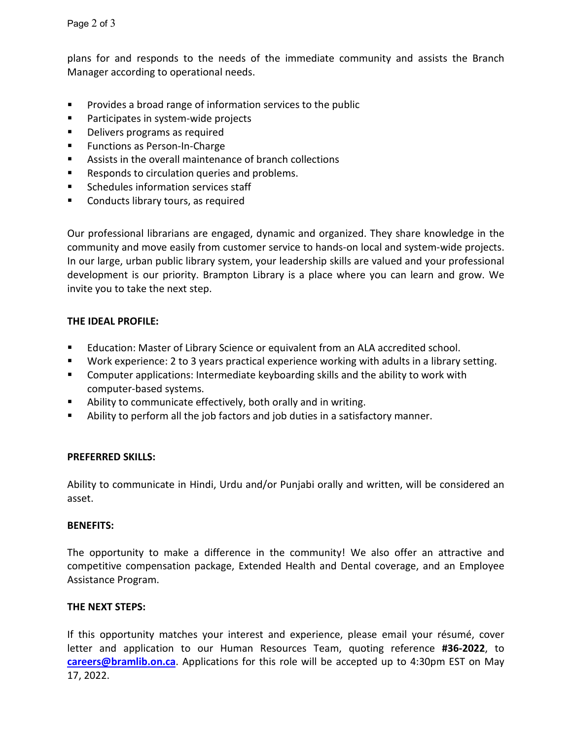plans for and responds to the needs of the immediate community and assists the Branch Manager according to operational needs.

- Provides a broad range of information services to the public
- Participates in system-wide projects
- Delivers programs as required
- Functions as Person-In-Charge
- Assists in the overall maintenance of branch collections
- Responds to circulation queries and problems.
- Schedules information services staff
- Conducts library tours, as required

Our professional librarians are engaged, dynamic and organized. They share knowledge in the community and move easily from customer service to hands-on local and system-wide projects. In our large, urban public library system, your leadership skills are valued and your professional development is our priority. Brampton Library is a place where you can learn and grow. We invite you to take the next step.

**THE IDEAL PROFILE:**

- Education: Master of Library Science or equivalent from an ALA accredited school.
- Work experience: 2 to 3 years practical experience working with adults in a library setting.
- Computer applications: Intermediate keyboarding skills and the ability to work with computer-based systems.
- Ability to communicate effectively, both orally and in writing.
- Ability to perform all the job factors and job duties in a satisfactory manner.

**PREFERRED SKILLS:**

Ability to communicate in Hindi, Urdu and/or Punjabi orally and written, will be considered an asset.

**BENEFITS:**

The opportunity to make a difference in the community! We also offer an attractive and competitive compensation package, Extended Health and Dental coverage, and an Employee Assistance Program.

**THE NEXT STEPS:**

If this opportunity matches your interest and experience, please email your résumé, cover letter and application to our Human Resources Team, quoting reference **#36-2022**, to **careers@bramlib.on.ca**. Applications for this role will be accepted up to 4:30pm EST on May 17, 2022.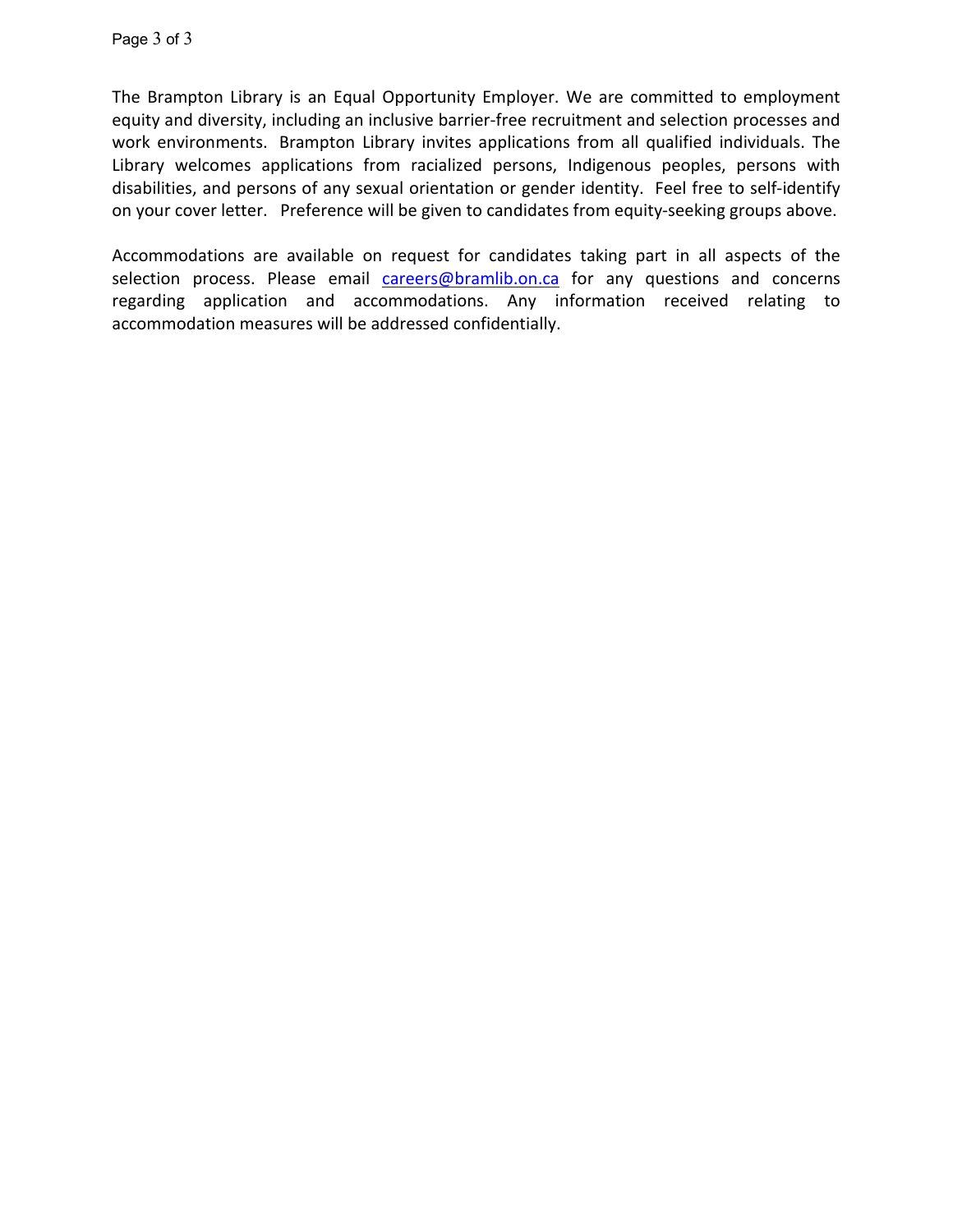The Brampton Library is an Equal Opportunity Employer. We are committed to employment equity and diversity, including an inclusive barrier-free recruitment and selection processes and work environments. Brampton Library invites applications from all qualified individuals. The Library welcomes applications from racialized persons, Indigenous peoples, persons with disabilities, and persons of any sexual orientation or gender identity. Feel free to self-identify on your cover letter. Preference will be given to candidates from equity-seeking groups above.

Accommodations are available on request for candidates taking part in all aspects of the selection process. Please email careers@bramlib.on.ca for any questions and concerns regarding application and accommodations. Any information received relating to accommodation measures will be addressed confidentially.